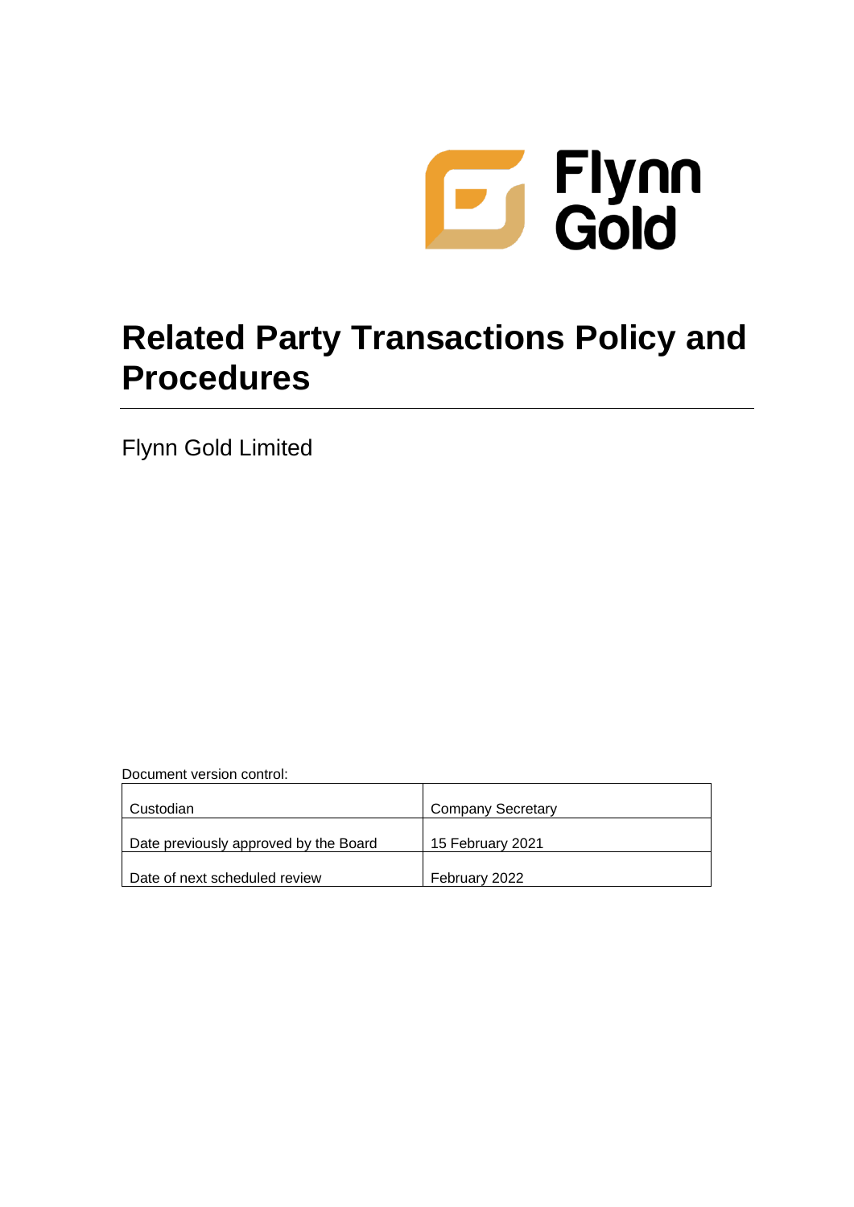Flynn Gold

# Related Party Transactions Policy and Procedures

Flynn Gold Limited

Document version control:

| Custodian | Company Secretary |
|---|---|
| Date previously approved by the Board | 15 February 2021 |
| Date of next scheduled review | February 2022 |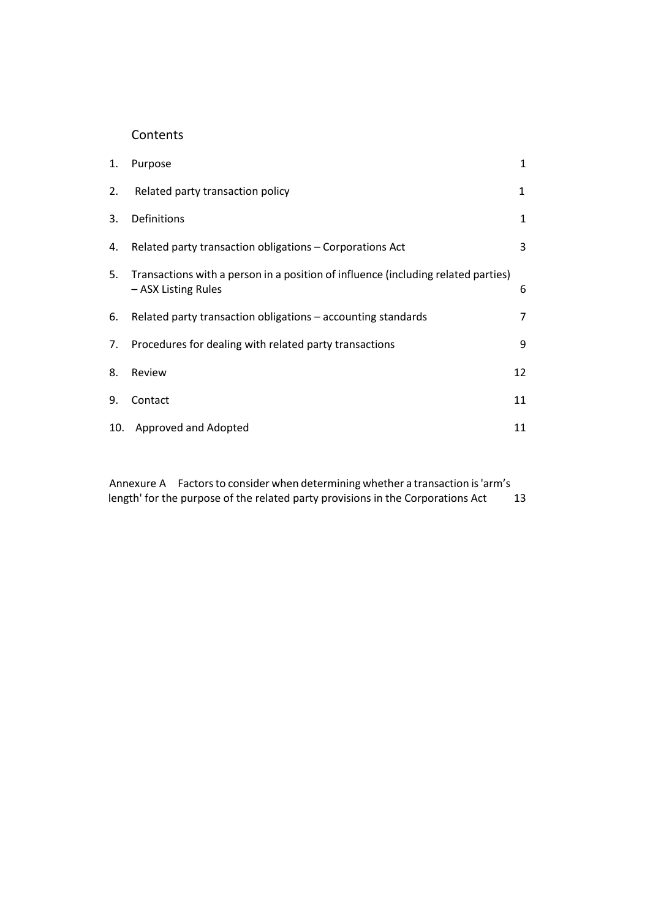# Contents

| | | |
|---|---|---|
| 1. | Purpose | 1 |
| 2. | Related party transaction policy | 1 |
| 3. | Definitions | 1 |
| 4. | Related party transaction obligations – Corporations Act | 3 |
| 5. | Transactions with a person in a position of influence (including related parties) – ASX Listing Rules | 6 |
| 6. | Related party transaction obligations – accounting standards | 7 |
| 7. | Procedures for dealing with related party transactions | 9 |
| 8. | Review | 12 |
| 9. | Contact | 11 |
| 10. | Approved and Adopted | 11 |

Annexure A Factors to consider when determining whether a transaction is 'arm's length' for the purpose of the related party provisions in the Corporations Act 13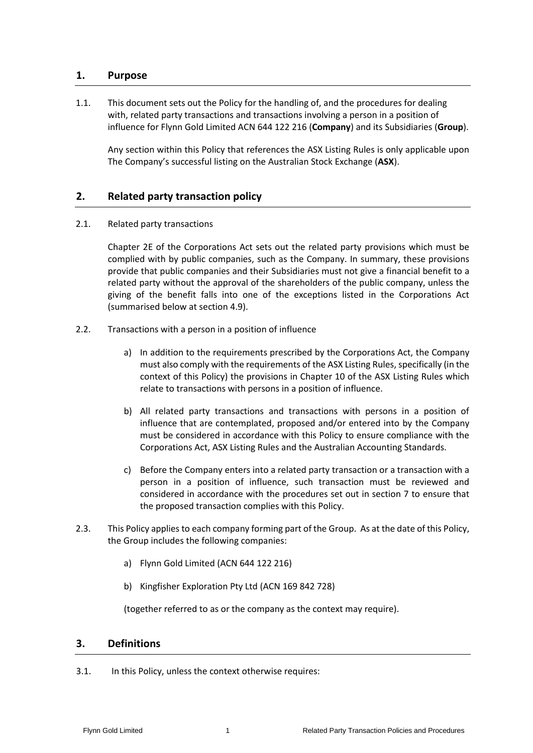## 1. Purpose

1.1. This document sets out the Policy for the handling of, and the procedures for dealing with, related party transactions and transactions involving a person in a position of influence for Flynn Gold Limited ACN 644 122 216 (**Company**) and its Subsidiaries (**Group**).

Any section within this Policy that references the ASX Listing Rules is only applicable upon The Company's successful listing on the Australian Stock Exchange (**ASX**).

## 2. Related party transaction policy

2.1. Related party transactions

Chapter 2E of the Corporations Act sets out the related party provisions which must be complied with by public companies, such as the Company. In summary, these provisions provide that public companies and their Subsidiaries must not give a financial benefit to a related party without the approval of the shareholders of the public company, unless the giving of the benefit falls into one of the exceptions listed in the Corporations Act (summarised below at section 4.9).

2.2. Transactions with a person in a position of influence

a) In addition to the requirements prescribed by the Corporations Act, the Company must also comply with the requirements of the ASX Listing Rules, specifically (in the context of this Policy) the provisions in Chapter 10 of the ASX Listing Rules which relate to transactions with persons in a position of influence.

b) All related party transactions and transactions with persons in a position of influence that are contemplated, proposed and/or entered into by the Company must be considered in accordance with this Policy to ensure compliance with the Corporations Act, ASX Listing Rules and the Australian Accounting Standards.

c) Before the Company enters into a related party transaction or a transaction with a person in a position of influence, such transaction must be reviewed and considered in accordance with the procedures set out in section 7 to ensure that the proposed transaction complies with this Policy.

2.3. This Policy applies to each company forming part of the Group. As at the date of this Policy, the Group includes the following companies:

a) Flynn Gold Limited (ACN 644 122 216)

b) Kingfisher Exploration Pty Ltd (ACN 169 842 728)

(together referred to as or the company as the context may require).

## 3. Definitions

3.1. In this Policy, unless the context otherwise requires: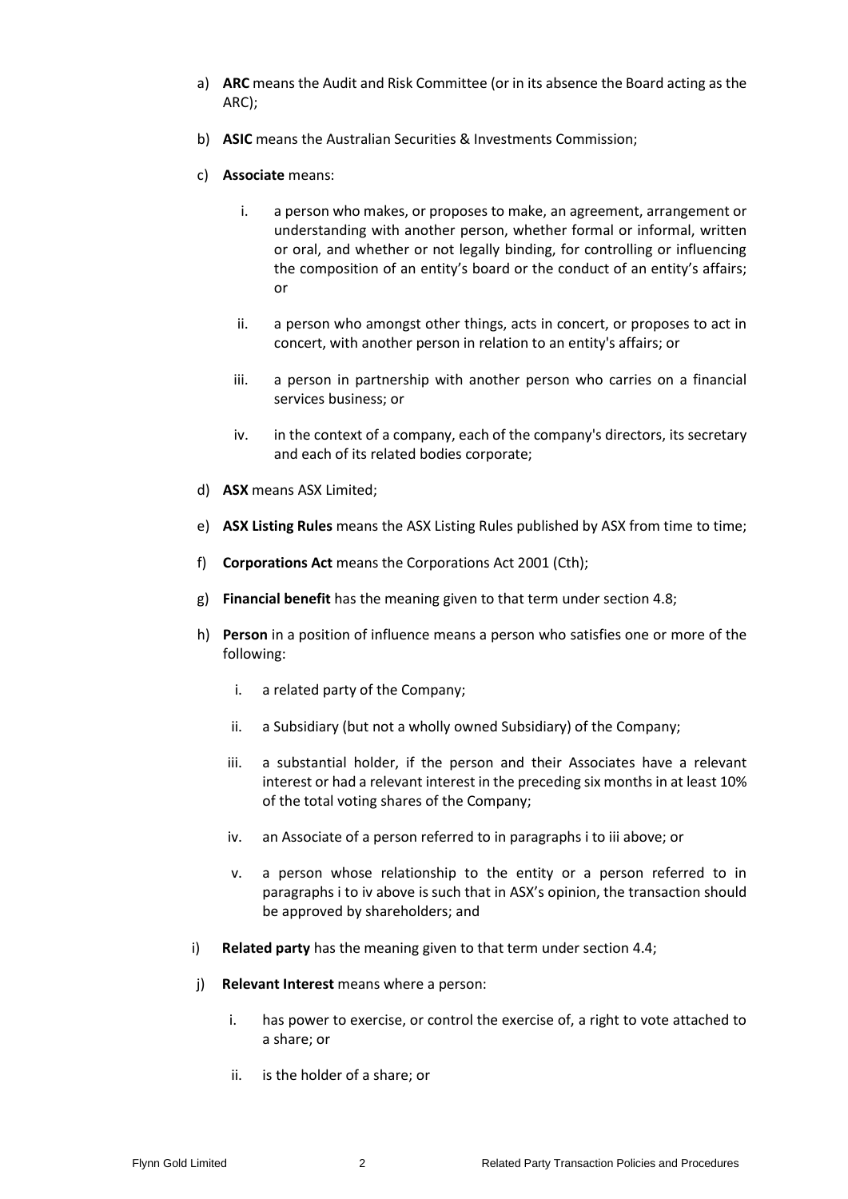a) **ARC** means the Audit and Risk Committee (or in its absence the Board acting as the ARC);

b) **ASIC** means the Australian Securities & Investments Commission;

c) **Associate** means:

   i. a person who makes, or proposes to make, an agreement, arrangement or understanding with another person, whether formal or informal, written or oral, and whether or not legally binding, for controlling or influencing the composition of an entity's board or the conduct of an entity's affairs; or

   ii. a person who amongst other things, acts in concert, or proposes to act in concert, with another person in relation to an entity's affairs; or

   iii. a person in partnership with another person who carries on a financial services business; or

   iv. in the context of a company, each of the company's directors, its secretary and each of its related bodies corporate;

d) **ASX** means ASX Limited;

e) **ASX Listing Rules** means the ASX Listing Rules published by ASX from time to time;

f) **Corporations Act** means the Corporations Act 2001 (Cth);

g) **Financial benefit** has the meaning given to that term under section 4.8;

h) **Person** in a position of influence means a person who satisfies one or more of the following:

   i. a related party of the Company;

   ii. a Subsidiary (but not a wholly owned Subsidiary) of the Company;

   iii. a substantial holder, if the person and their Associates have a relevant interest or had a relevant interest in the preceding six months in at least 10% of the total voting shares of the Company;

   iv. an Associate of a person referred to in paragraphs i to iii above; or

   v. a person whose relationship to the entity or a person referred to in paragraphs i to iv above is such that in ASX's opinion, the transaction should be approved by shareholders; and

i) **Related party** has the meaning given to that term under section 4.4;

j) **Relevant Interest** means where a person:

   i. has power to exercise, or control the exercise of, a right to vote attached to a share; or

   ii. is the holder of a share; or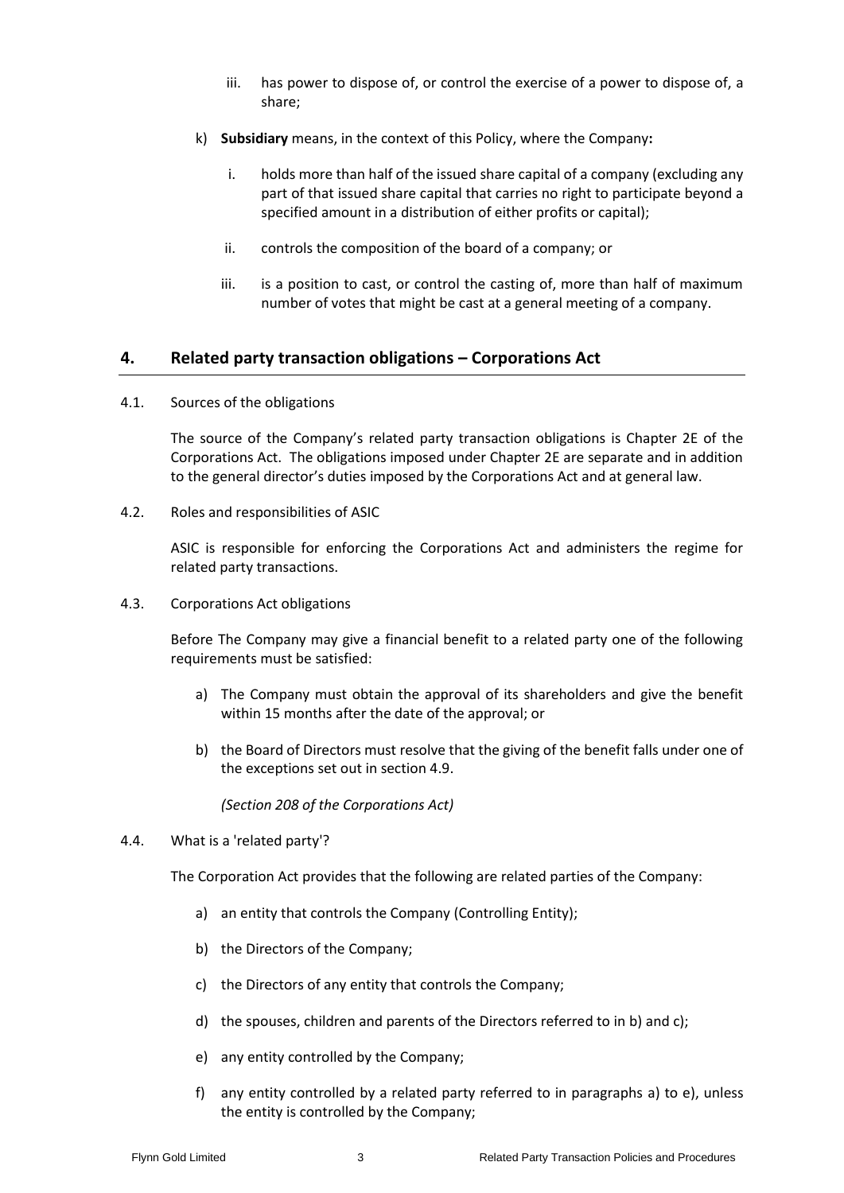iii. has power to dispose of, or control the exercise of a power to dispose of, a share;

k) **Subsidiary** means, in the context of this Policy, where the Company**:**

   i. holds more than half of the issued share capital of a company (excluding any part of that issued share capital that carries no right to participate beyond a specified amount in a distribution of either profits or capital);

   ii. controls the composition of the board of a company; or

   iii. is a position to cast, or control the casting of, more than half of maximum number of votes that might be cast at a general meeting of a company.

## 4. Related party transaction obligations – Corporations Act

4.1. Sources of the obligations

The source of the Company's related party transaction obligations is Chapter 2E of the Corporations Act. The obligations imposed under Chapter 2E are separate and in addition to the general director's duties imposed by the Corporations Act and at general law.

4.2. Roles and responsibilities of ASIC

ASIC is responsible for enforcing the Corporations Act and administers the regime for related party transactions.

4.3. Corporations Act obligations

Before The Company may give a financial benefit to a related party one of the following requirements must be satisfied:

a) The Company must obtain the approval of its shareholders and give the benefit within 15 months after the date of the approval; or

b) the Board of Directors must resolve that the giving of the benefit falls under one of the exceptions set out in section 4.9.

*(Section 208 of the Corporations Act)*

4.4. What is a 'related party'?

The Corporation Act provides that the following are related parties of the Company:

a) an entity that controls the Company (Controlling Entity);

b) the Directors of the Company;

c) the Directors of any entity that controls the Company;

d) the spouses, children and parents of the Directors referred to in b) and c);

e) any entity controlled by the Company;

f) any entity controlled by a related party referred to in paragraphs a) to e), unless the entity is controlled by the Company;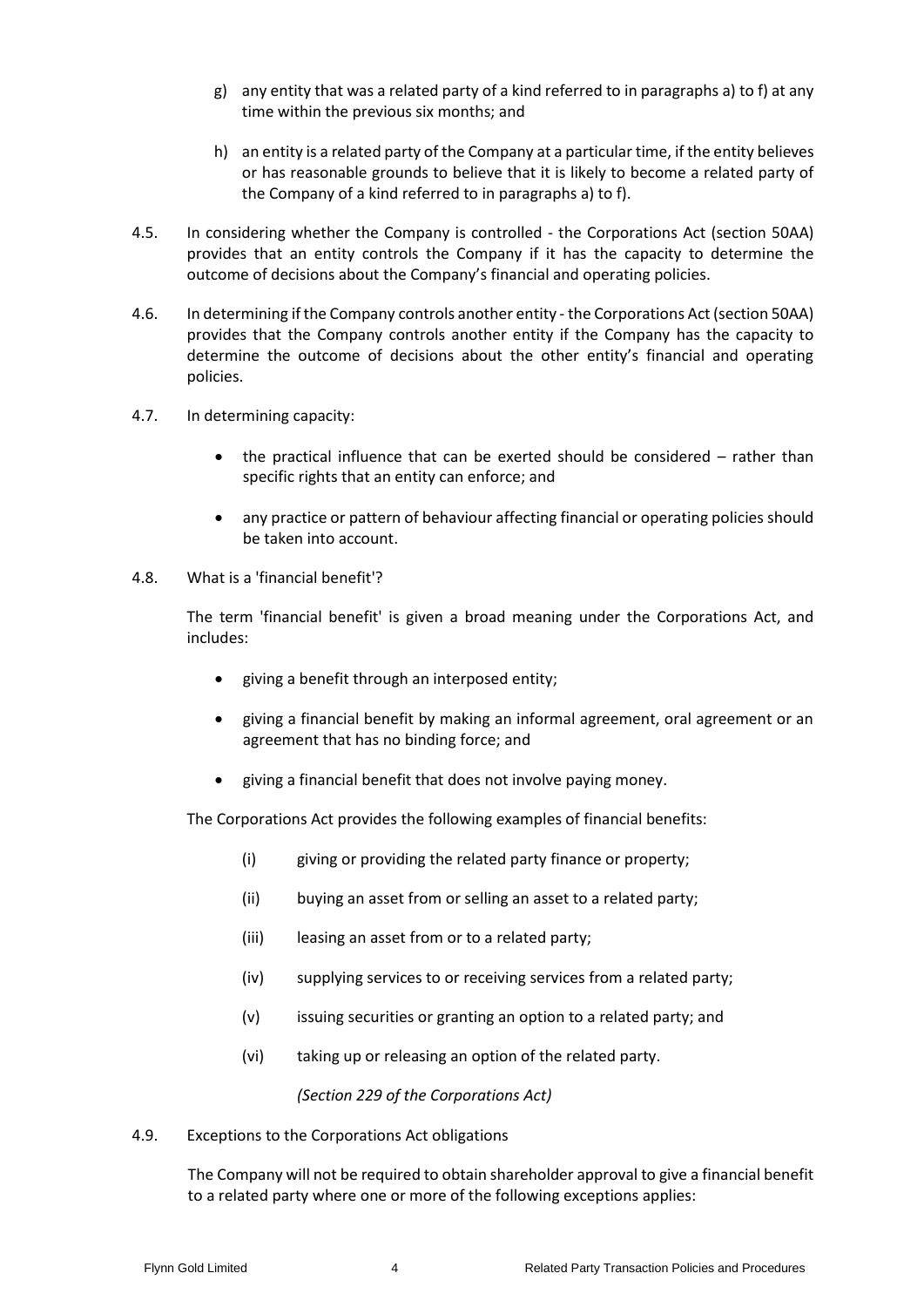g) any entity that was a related party of a kind referred to in paragraphs a) to f) at any time within the previous six months; and

h) an entity is a related party of the Company at a particular time, if the entity believes or has reasonable grounds to believe that it is likely to become a related party of the Company of a kind referred to in paragraphs a) to f).

4.5. In considering whether the Company is controlled - the Corporations Act (section 50AA) provides that an entity controls the Company if it has the capacity to determine the outcome of decisions about the Company's financial and operating policies.

4.6. In determining if the Company controls another entity - the Corporations Act (section 50AA) provides that the Company controls another entity if the Company has the capacity to determine the outcome of decisions about the other entity's financial and operating policies.

4.7. In determining capacity:

- the practical influence that can be exerted should be considered – rather than specific rights that an entity can enforce; and
- any practice or pattern of behaviour affecting financial or operating policies should be taken into account.

4.8. What is a 'financial benefit'?

The term 'financial benefit' is given a broad meaning under the Corporations Act, and includes:

- giving a benefit through an interposed entity;
- giving a financial benefit by making an informal agreement, oral agreement or an agreement that has no binding force; and
- giving a financial benefit that does not involve paying money.

The Corporations Act provides the following examples of financial benefits:

(i) giving or providing the related party finance or property;

(ii) buying an asset from or selling an asset to a related party;

(iii) leasing an asset from or to a related party;

(iv) supplying services to or receiving services from a related party;

(v) issuing securities or granting an option to a related party; and

(vi) taking up or releasing an option of the related party.

*(Section 229 of the Corporations Act)*

4.9. Exceptions to the Corporations Act obligations

The Company will not be required to obtain shareholder approval to give a financial benefit to a related party where one or more of the following exceptions applies: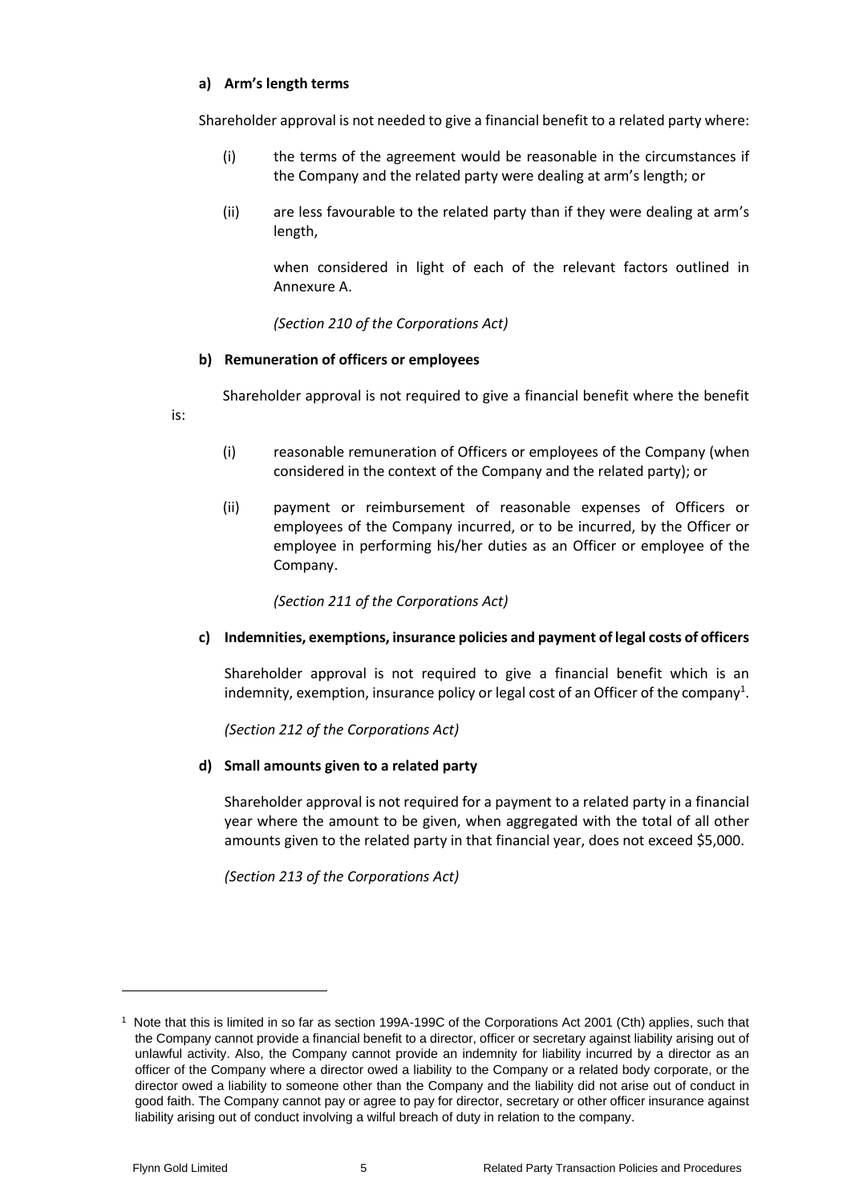**a) Arm's length terms**

Shareholder approval is not needed to give a financial benefit to a related party where:

(i) the terms of the agreement would be reasonable in the circumstances if the Company and the related party were dealing at arm's length; or

(ii) are less favourable to the related party than if they were dealing at arm's length,

when considered in light of each of the relevant factors outlined in Annexure A.

*(Section 210 of the Corporations Act)*

**b) Remuneration of officers or employees**

Shareholder approval is not required to give a financial benefit where the benefit is:

(i) reasonable remuneration of Officers or employees of the Company (when considered in the context of the Company and the related party); or

(ii) payment or reimbursement of reasonable expenses of Officers or employees of the Company incurred, or to be incurred, by the Officer or employee in performing his/her duties as an Officer or employee of the Company.

*(Section 211 of the Corporations Act)*

**c) Indemnities, exemptions, insurance policies and payment of legal costs of officers**

Shareholder approval is not required to give a financial benefit which is an indemnity, exemption, insurance policy or legal cost of an Officer of the company[1].

*(Section 212 of the Corporations Act)*

**d) Small amounts given to a related party**

Shareholder approval is not required for a payment to a related party in a financial year where the amount to be given, when aggregated with the total of all other amounts given to the related party in that financial year, does not exceed $5,000.

*(Section 213 of the Corporations Act)*

---

[1] Note that this is limited in so far as section 199A-199C of the Corporations Act 2001 (Cth) applies, such that the Company cannot provide a financial benefit to a director, officer or secretary against liability arising out of unlawful activity. Also, the Company cannot provide an indemnity for liability incurred by a director as an officer of the Company where a director owed a liability to the Company or a related body corporate, or the director owed a liability to someone other than the Company and the liability did not arise out of conduct in good faith. The Company cannot pay or agree to pay for director, secretary or other officer insurance against liability arising out of conduct involving a wilful breach of duty in relation to the company.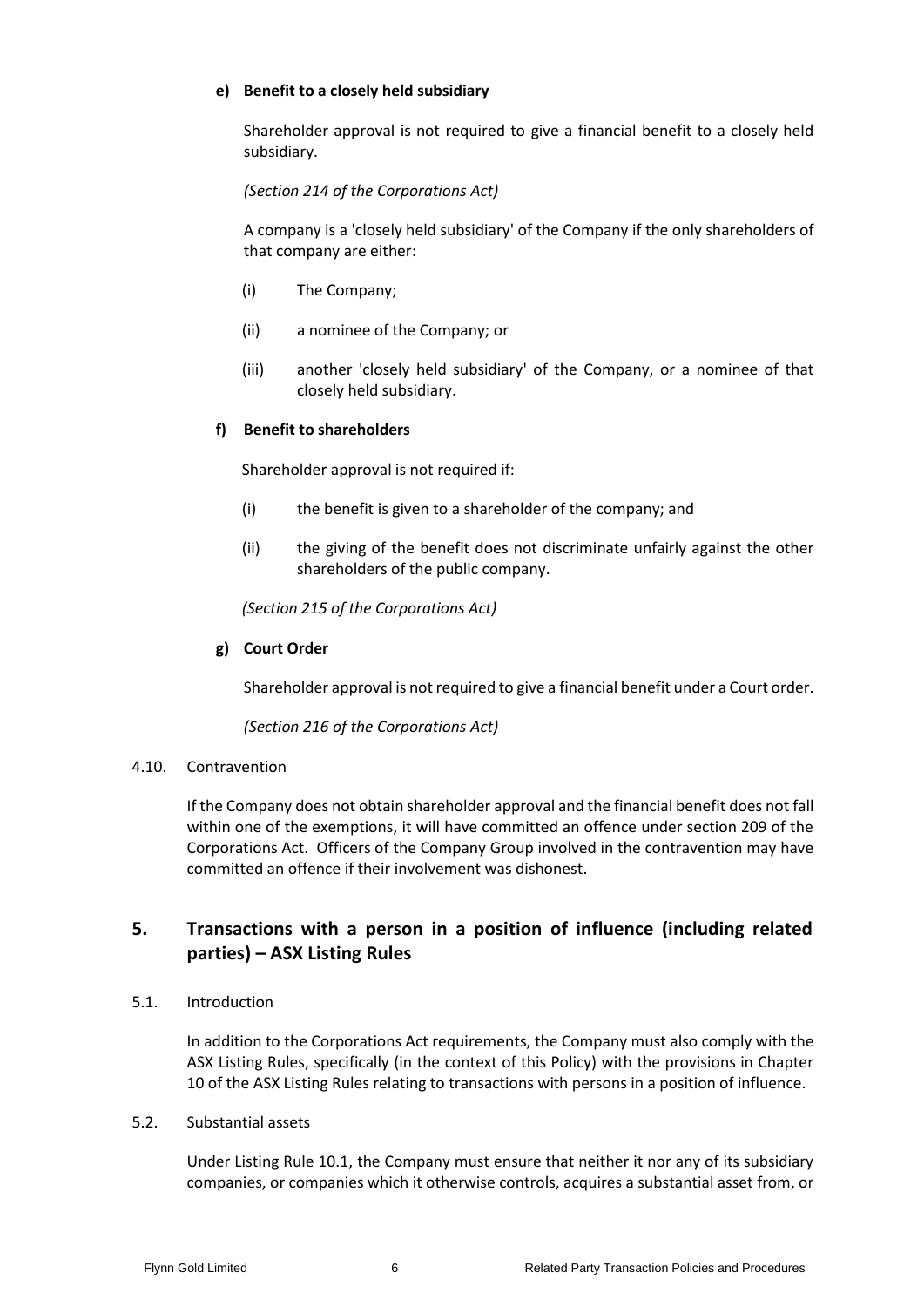**e) Benefit to a closely held subsidiary**

Shareholder approval is not required to give a financial benefit to a closely held subsidiary.

*(Section 214 of the Corporations Act)*

A company is a 'closely held subsidiary' of the Company if the only shareholders of that company are either:

(i) The Company;

(ii) a nominee of the Company; or

(iii) another 'closely held subsidiary' of the Company, or a nominee of that closely held subsidiary.

**f) Benefit to shareholders**

Shareholder approval is not required if:

(i) the benefit is given to a shareholder of the company; and

(ii) the giving of the benefit does not discriminate unfairly against the other shareholders of the public company.

*(Section 215 of the Corporations Act)*

**g) Court Order**

Shareholder approval is not required to give a financial benefit under a Court order.

*(Section 216 of the Corporations Act)*

4.10. Contravention

If the Company does not obtain shareholder approval and the financial benefit does not fall within one of the exemptions, it will have committed an offence under section 209 of the Corporations Act. Officers of the Company Group involved in the contravention may have committed an offence if their involvement was dishonest.

## 5. Transactions with a person in a position of influence (including related parties) – ASX Listing Rules

5.1. Introduction

In addition to the Corporations Act requirements, the Company must also comply with the ASX Listing Rules, specifically (in the context of this Policy) with the provisions in Chapter 10 of the ASX Listing Rules relating to transactions with persons in a position of influence.

5.2. Substantial assets

Under Listing Rule 10.1, the Company must ensure that neither it nor any of its subsidiary companies, or companies which it otherwise controls, acquires a substantial asset from, or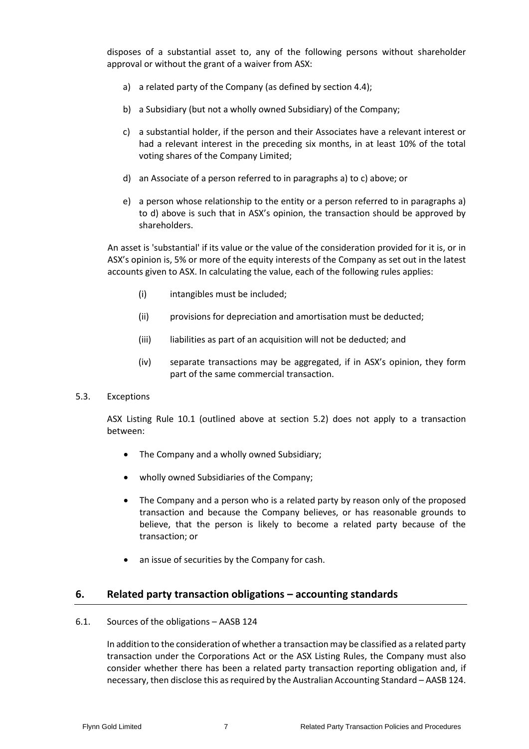disposes of a substantial asset to, any of the following persons without shareholder approval or without the grant of a waiver from ASX:

a) a related party of the Company (as defined by section 4.4);

b) a Subsidiary (but not a wholly owned Subsidiary) of the Company;

c) a substantial holder, if the person and their Associates have a relevant interest or had a relevant interest in the preceding six months, in at least 10% of the total voting shares of the Company Limited;

d) an Associate of a person referred to in paragraphs a) to c) above; or

e) a person whose relationship to the entity or a person referred to in paragraphs a) to d) above is such that in ASX's opinion, the transaction should be approved by shareholders.

An asset is 'substantial' if its value or the value of the consideration provided for it is, or in ASX's opinion is, 5% or more of the equity interests of the Company as set out in the latest accounts given to ASX. In calculating the value, each of the following rules applies:

(i) intangibles must be included;

(ii) provisions for depreciation and amortisation must be deducted;

(iii) liabilities as part of an acquisition will not be deducted; and

(iv) separate transactions may be aggregated, if in ASX's opinion, they form part of the same commercial transaction.

5.3. Exceptions

ASX Listing Rule 10.1 (outlined above at section 5.2) does not apply to a transaction between:

- The Company and a wholly owned Subsidiary;
- wholly owned Subsidiaries of the Company;
- The Company and a person who is a related party by reason only of the proposed transaction and because the Company believes, or has reasonable grounds to believe, that the person is likely to become a related party because of the transaction; or
- an issue of securities by the Company for cash.

## 6. Related party transaction obligations – accounting standards

6.1. Sources of the obligations – AASB 124

In addition to the consideration of whether a transaction may be classified as a related party transaction under the Corporations Act or the ASX Listing Rules, the Company must also consider whether there has been a related party transaction reporting obligation and, if necessary, then disclose this as required by the Australian Accounting Standard – AASB 124.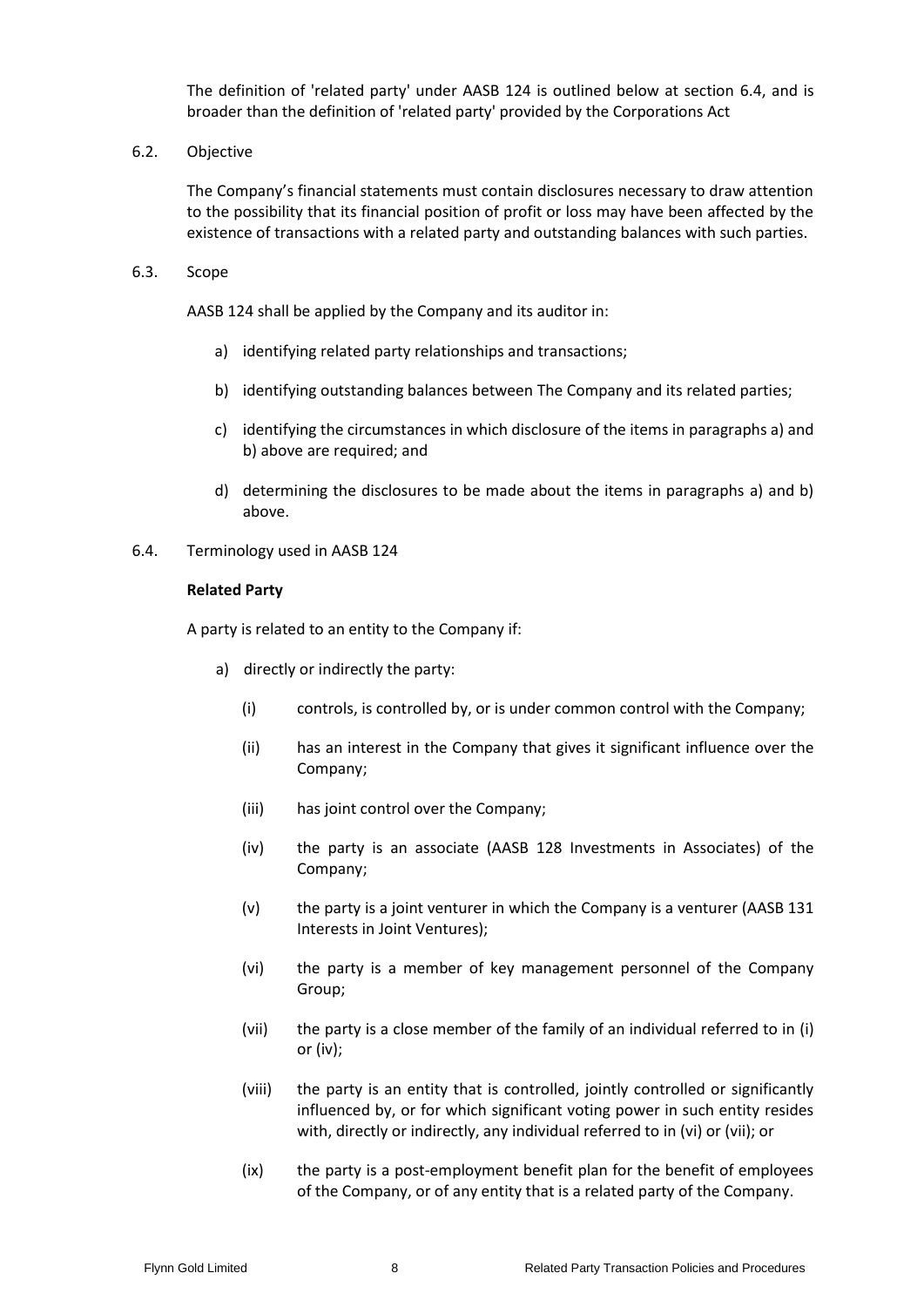The definition of 'related party' under AASB 124 is outlined below at section 6.4, and is broader than the definition of 'related party' provided by the Corporations Act

6.2. Objective

The Company's financial statements must contain disclosures necessary to draw attention to the possibility that its financial position of profit or loss may have been affected by the existence of transactions with a related party and outstanding balances with such parties.

6.3. Scope

AASB 124 shall be applied by the Company and its auditor in:

a) identifying related party relationships and transactions;

b) identifying outstanding balances between The Company and its related parties;

c) identifying the circumstances in which disclosure of the items in paragraphs a) and b) above are required; and

d) determining the disclosures to be made about the items in paragraphs a) and b) above.

6.4. Terminology used in AASB 124

**Related Party**

A party is related to an entity to the Company if:

a) directly or indirectly the party:

(i) controls, is controlled by, or is under common control with the Company;

(ii) has an interest in the Company that gives it significant influence over the Company;

(iii) has joint control over the Company;

(iv) the party is an associate (AASB 128 Investments in Associates) of the Company;

(v) the party is a joint venturer in which the Company is a venturer (AASB 131 Interests in Joint Ventures);

(vi) the party is a member of key management personnel of the Company Group;

(vii) the party is a close member of the family of an individual referred to in (i) or (iv);

(viii) the party is an entity that is controlled, jointly controlled or significantly influenced by, or for which significant voting power in such entity resides with, directly or indirectly, any individual referred to in (vi) or (vii); or

(ix) the party is a post-employment benefit plan for the benefit of employees of the Company, or of any entity that is a related party of the Company.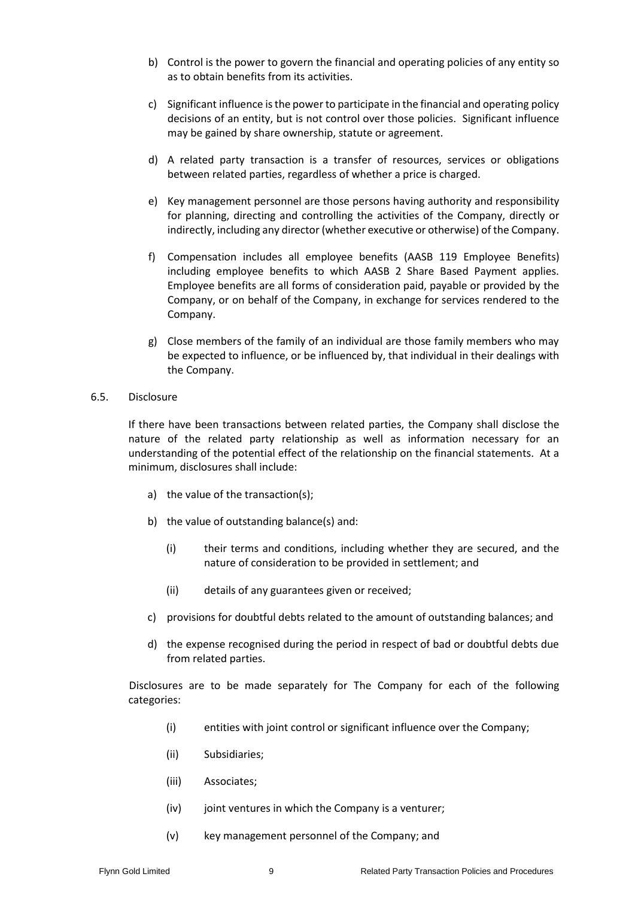b) Control is the power to govern the financial and operating policies of any entity so as to obtain benefits from its activities.

c) Significant influence is the power to participate in the financial and operating policy decisions of an entity, but is not control over those policies. Significant influence may be gained by share ownership, statute or agreement.

d) A related party transaction is a transfer of resources, services or obligations between related parties, regardless of whether a price is charged.

e) Key management personnel are those persons having authority and responsibility for planning, directing and controlling the activities of the Company, directly or indirectly, including any director (whether executive or otherwise) of the Company.

f) Compensation includes all employee benefits (AASB 119 Employee Benefits) including employee benefits to which AASB 2 Share Based Payment applies. Employee benefits are all forms of consideration paid, payable or provided by the Company, or on behalf of the Company, in exchange for services rendered to the Company.

g) Close members of the family of an individual are those family members who may be expected to influence, or be influenced by, that individual in their dealings with the Company.

6.5. Disclosure

If there have been transactions between related parties, the Company shall disclose the nature of the related party relationship as well as information necessary for an understanding of the potential effect of the relationship on the financial statements. At a minimum, disclosures shall include:

a) the value of the transaction(s);

b) the value of outstanding balance(s) and:

   (i) their terms and conditions, including whether they are secured, and the nature of consideration to be provided in settlement; and

   (ii) details of any guarantees given or received;

c) provisions for doubtful debts related to the amount of outstanding balances; and

d) the expense recognised during the period in respect of bad or doubtful debts due from related parties.

Disclosures are to be made separately for The Company for each of the following categories:

(i) entities with joint control or significant influence over the Company;

(ii) Subsidiaries;

(iii) Associates;

(iv) joint ventures in which the Company is a venturer;

(v) key management personnel of the Company; and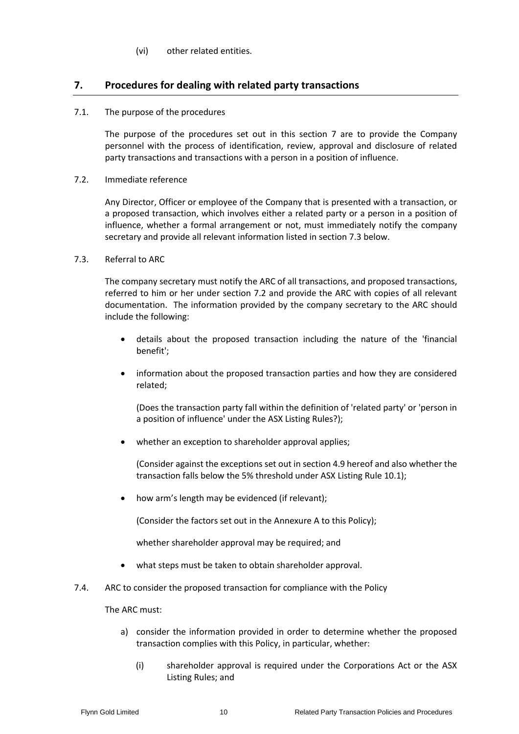(vi) other related entities.

## 7. Procedures for dealing with related party transactions

7.1. The purpose of the procedures

The purpose of the procedures set out in this section 7 are to provide the Company personnel with the process of identification, review, approval and disclosure of related party transactions and transactions with a person in a position of influence.

7.2. Immediate reference

Any Director, Officer or employee of the Company that is presented with a transaction, or a proposed transaction, which involves either a related party or a person in a position of influence, whether a formal arrangement or not, must immediately notify the company secretary and provide all relevant information listed in section 7.3 below.

7.3. Referral to ARC

The company secretary must notify the ARC of all transactions, and proposed transactions, referred to him or her under section 7.2 and provide the ARC with copies of all relevant documentation. The information provided by the company secretary to the ARC should include the following:

- details about the proposed transaction including the nature of the 'financial benefit';
- information about the proposed transaction parties and how they are considered related;

  (Does the transaction party fall within the definition of 'related party' or 'person in a position of influence' under the ASX Listing Rules?);
- whether an exception to shareholder approval applies;

  (Consider against the exceptions set out in section 4.9 hereof and also whether the transaction falls below the 5% threshold under ASX Listing Rule 10.1);
- how arm's length may be evidenced (if relevant);

  (Consider the factors set out in the Annexure A to this Policy);

  whether shareholder approval may be required; and
- what steps must be taken to obtain shareholder approval.

7.4. ARC to consider the proposed transaction for compliance with the Policy

The ARC must:

a) consider the information provided in order to determine whether the proposed transaction complies with this Policy, in particular, whether:

   (i) shareholder approval is required under the Corporations Act or the ASX Listing Rules; and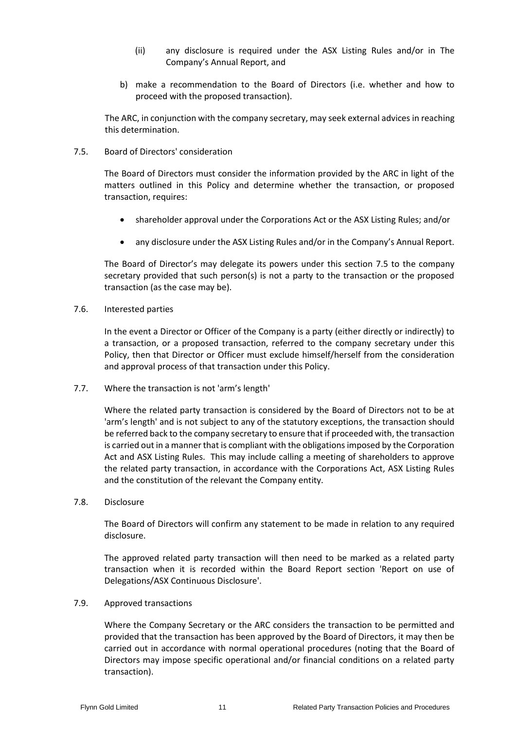(ii) any disclosure is required under the ASX Listing Rules and/or in The Company's Annual Report, and

b) make a recommendation to the Board of Directors (i.e. whether and how to proceed with the proposed transaction).

The ARC, in conjunction with the company secretary, may seek external advices in reaching this determination.

7.5. Board of Directors' consideration

The Board of Directors must consider the information provided by the ARC in light of the matters outlined in this Policy and determine whether the transaction, or proposed transaction, requires:

- shareholder approval under the Corporations Act or the ASX Listing Rules; and/or
- any disclosure under the ASX Listing Rules and/or in the Company's Annual Report.

The Board of Director's may delegate its powers under this section 7.5 to the company secretary provided that such person(s) is not a party to the transaction or the proposed transaction (as the case may be).

7.6. Interested parties

In the event a Director or Officer of the Company is a party (either directly or indirectly) to a transaction, or a proposed transaction, referred to the company secretary under this Policy, then that Director or Officer must exclude himself/herself from the consideration and approval process of that transaction under this Policy.

7.7. Where the transaction is not 'arm's length'

Where the related party transaction is considered by the Board of Directors not to be at 'arm's length' and is not subject to any of the statutory exceptions, the transaction should be referred back to the company secretary to ensure that if proceeded with, the transaction is carried out in a manner that is compliant with the obligations imposed by the Corporation Act and ASX Listing Rules. This may include calling a meeting of shareholders to approve the related party transaction, in accordance with the Corporations Act, ASX Listing Rules and the constitution of the relevant the Company entity.

7.8. Disclosure

The Board of Directors will confirm any statement to be made in relation to any required disclosure.

The approved related party transaction will then need to be marked as a related party transaction when it is recorded within the Board Report section 'Report on use of Delegations/ASX Continuous Disclosure'.

7.9. Approved transactions

Where the Company Secretary or the ARC considers the transaction to be permitted and provided that the transaction has been approved by the Board of Directors, it may then be carried out in accordance with normal operational procedures (noting that the Board of Directors may impose specific operational and/or financial conditions on a related party transaction).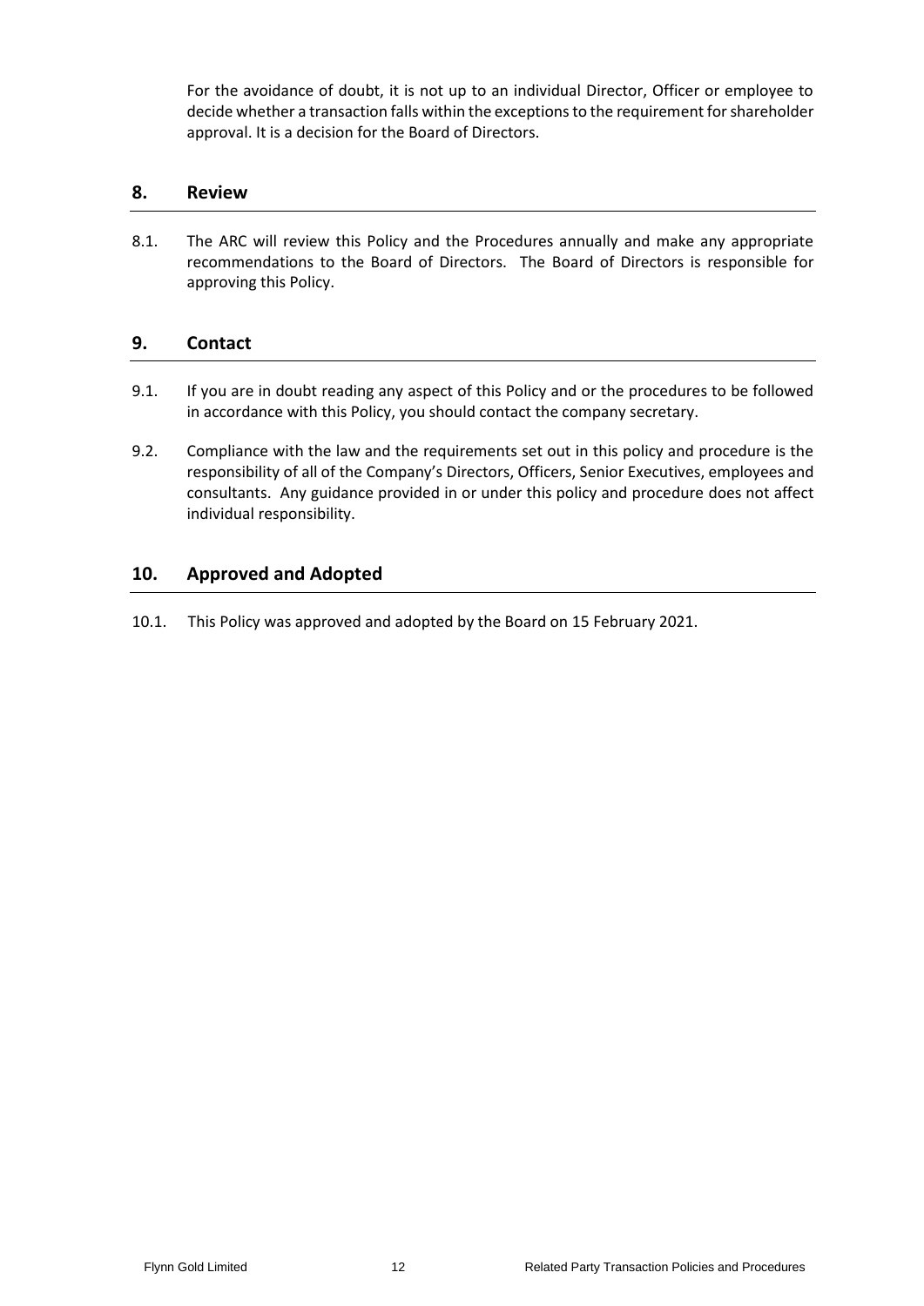For the avoidance of doubt, it is not up to an individual Director, Officer or employee to decide whether a transaction falls within the exceptions to the requirement for shareholder approval. It is a decision for the Board of Directors.

## 8. Review

8.1. The ARC will review this Policy and the Procedures annually and make any appropriate recommendations to the Board of Directors. The Board of Directors is responsible for approving this Policy.

## 9. Contact

9.1. If you are in doubt reading any aspect of this Policy and or the procedures to be followed in accordance with this Policy, you should contact the company secretary.

9.2. Compliance with the law and the requirements set out in this policy and procedure is the responsibility of all of the Company's Directors, Officers, Senior Executives, employees and consultants. Any guidance provided in or under this policy and procedure does not affect individual responsibility.

## 10. Approved and Adopted

10.1. This Policy was approved and adopted by the Board on 15 February 2021.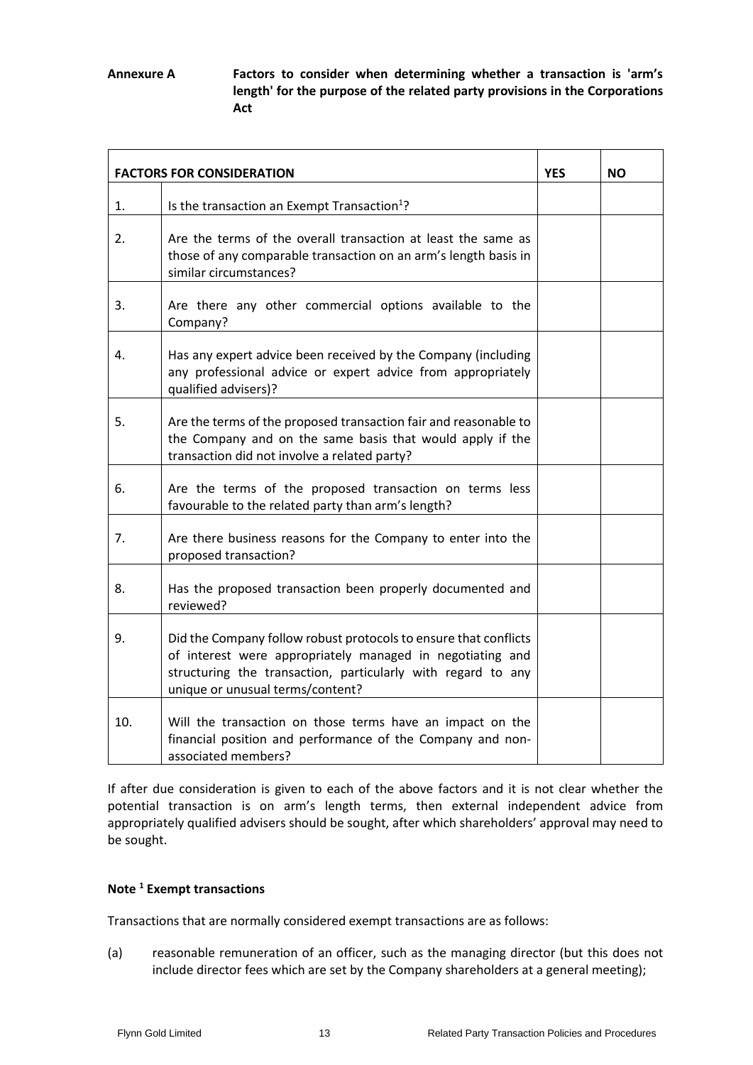**Annexure A** **Factors to consider when determining whether a transaction is 'arm's length' for the purpose of the related party provisions in the Corporations Act**

| **FACTORS FOR CONSIDERATION** | | **YES** | **NO** |
|---|---|---|---|
| 1. | Is the transaction an Exempt Transaction[1]? | | |
| 2. | Are the terms of the overall transaction at least the same as those of any comparable transaction on an arm's length basis in similar circumstances? | | |
| 3. | Are there any other commercial options available to the Company? | | |
| 4. | Has any expert advice been received by the Company (including any professional advice or expert advice from appropriately qualified advisers)? | | |
| 5. | Are the terms of the proposed transaction fair and reasonable to the Company and on the same basis that would apply if the transaction did not involve a related party? | | |
| 6. | Are the terms of the proposed transaction on terms less favourable to the related party than arm's length? | | |
| 7. | Are there business reasons for the Company to enter into the proposed transaction? | | |
| 8. | Has the proposed transaction been properly documented and reviewed? | | |
| 9. | Did the Company follow robust protocols to ensure that conflicts of interest were appropriately managed in negotiating and structuring the transaction, particularly with regard to any unique or unusual terms/content? | | |
| 10. | Will the transaction on those terms have an impact on the financial position and performance of the Company and non-associated members? | | |

If after due consideration is given to each of the above factors and it is not clear whether the potential transaction is on arm's length terms, then external independent advice from appropriately qualified advisers should be sought, after which shareholders' approval may need to be sought.

**Note [1] Exempt transactions**

Transactions that are normally considered exempt transactions are as follows:

(a) reasonable remuneration of an officer, such as the managing director (but this does not include director fees which are set by the Company shareholders at a general meeting);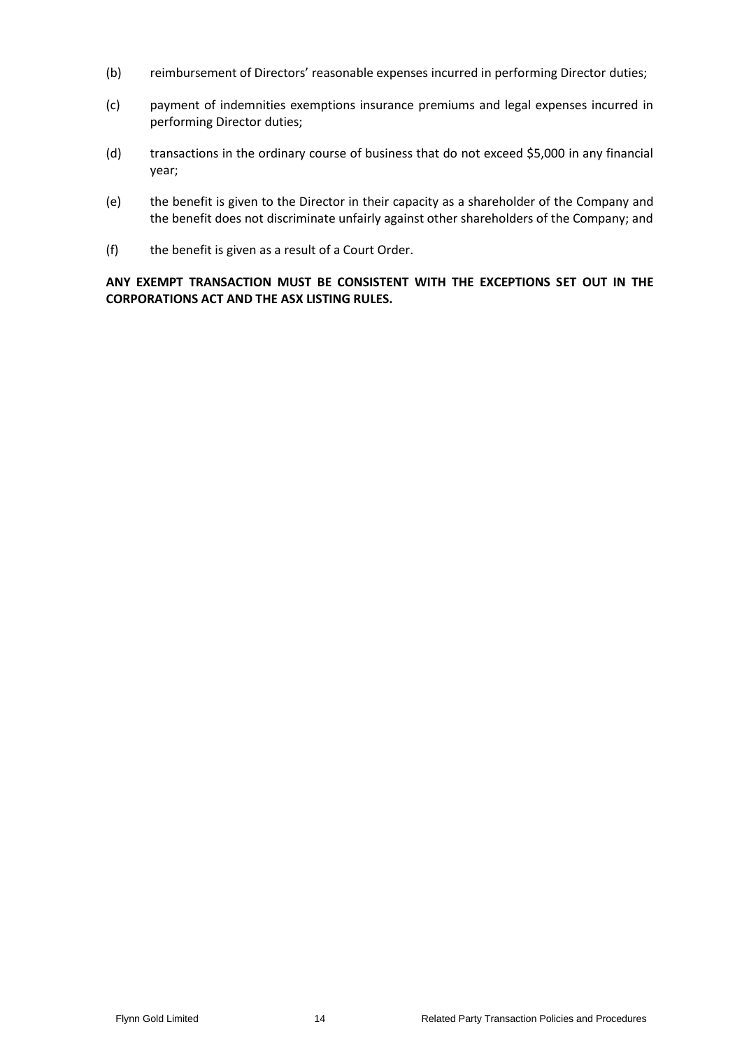(b) reimbursement of Directors' reasonable expenses incurred in performing Director duties;

(c) payment of indemnities exemptions insurance premiums and legal expenses incurred in performing Director duties;

(d) transactions in the ordinary course of business that do not exceed $5,000 in any financial year;

(e) the benefit is given to the Director in their capacity as a shareholder of the Company and the benefit does not discriminate unfairly against other shareholders of the Company; and

(f) the benefit is given as a result of a Court Order.

**ANY EXEMPT TRANSACTION MUST BE CONSISTENT WITH THE EXCEPTIONS SET OUT IN THE CORPORATIONS ACT AND THE ASX LISTING RULES.**